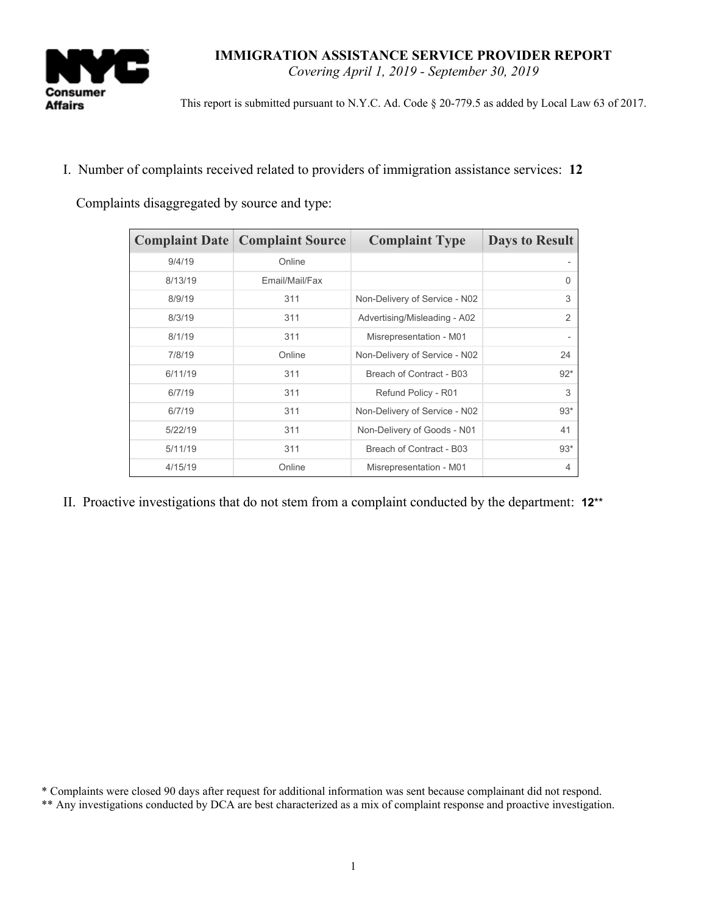# IMMIGRATION ASSISTANCE SERVICE PROVIDER REPORT

*Covering April 1, 2019 - September 30, 2019*

This report is submitted pursuant to N.Y.C. Ad. Code § 20-779.5 as added by Local Law 63 of 2017.

I. Number of complaints received related to providers of immigration assistance services: **12**

Complaints disaggregated by source and type:

| Complaint Date | Complaint Source | Complaint Type | Days to Result |
|---|---|---|---|
| 9/4/19 | Online | | - |
| 8/13/19 | Email/Mail/Fax | | 0 |
| 8/9/19 | 311 | Non-Delivery of Service - N02 | 3 |
| 8/3/19 | 311 | Advertising/Misleading - A02 | 2 |
| 8/1/19 | 311 | Misrepresentation - M01 | - |
| 7/8/19 | Online | Non-Delivery of Service - N02 | 24 |
| 6/11/19 | 311 | Breach of Contract - B03 | 92* |
| 6/7/19 | 311 | Refund Policy - R01 | 3 |
| 6/7/19 | 311 | Non-Delivery of Service - N02 | 93* |
| 5/22/19 | 311 | Non-Delivery of Goods - N01 | 41 |
| 5/11/19 | 311 | Breach of Contract - B03 | 93* |
| 4/15/19 | Online | Misrepresentation - M01 | 4 |

II. Proactive investigations that do not stem from a complaint conducted by the department: **12****

\* Complaints were closed 90 days after request for additional information was sent because complainant did not respond.

\*\* Any investigations conducted by DCA are best characterized as a mix of complaint response and proactive investigation.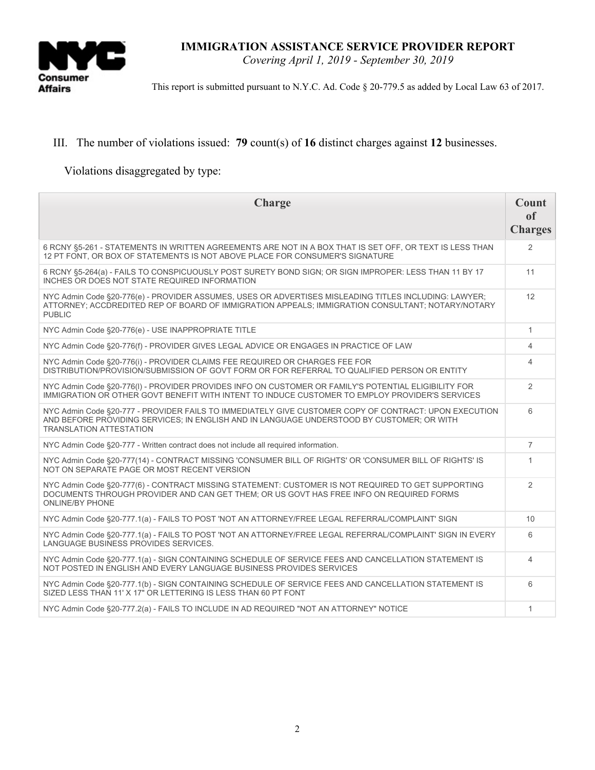**IMMIGRATION ASSISTANCE SERVICE PROVIDER REPORT**

*Covering April 1, 2019 - September 30, 2019*

This report is submitted pursuant to N.Y.C. Ad. Code § 20-779.5 as added by Local Law 63 of 2017.

III. The number of violations issued: **79** count(s) of **16** distinct charges against **12** businesses.

Violations disaggregated by type:

| Charge | Count of Charges |
|---|---|
| 6 RCNY §5-261 - STATEMENTS IN WRITTEN AGREEMENTS ARE NOT IN A BOX THAT IS SET OFF, OR TEXT IS LESS THAN 12 PT FONT, OR BOX OF STATEMENTS IS NOT ABOVE PLACE FOR CONSUMER'S SIGNATURE | 2 |
| 6 RCNY §5-264(a) - FAILS TO CONSPICUOUSLY POST SURETY BOND SIGN; OR SIGN IMPROPER: LESS THAN 11 BY 17 INCHES OR DOES NOT STATE REQUIRED INFORMATION | 11 |
| NYC Admin Code §20-776(e) - PROVIDER ASSUMES, USES OR ADVERTISES MISLEADING TITLES INCLUDING: LAWYER; ATTORNEY; ACCDREDITED REP OF BOARD OF IMMIGRATION APPEALS; IMMIGRATION CONSULTANT; NOTARY/NOTARY PUBLIC | 12 |
| NYC Admin Code §20-776(e) - USE INAPPROPRIATE TITLE | 1 |
| NYC Admin Code §20-776(f) - PROVIDER GIVES LEGAL ADVICE OR ENGAGES IN PRACTICE OF LAW | 4 |
| NYC Admin Code §20-776(i) - PROVIDER CLAIMS FEE REQUIRED OR CHARGES FEE FOR DISTRIBUTION/PROVISION/SUBMISSION OF GOVT FORM OR FOR REFERRAL TO QUALIFIED PERSON OR ENTITY | 4 |
| NYC Admin Code §20-776(l) - PROVIDER PROVIDES INFO ON CUSTOMER OR FAMILY'S POTENTIAL ELIGIBILITY FOR IMMIGRATION OR OTHER GOVT BENEFIT WITH INTENT TO INDUCE CUSTOMER TO EMPLOY PROVIDER'S SERVICES | 2 |
| NYC Admin Code §20-777 - PROVIDER FAILS TO IMMEDIATELY GIVE CUSTOMER COPY OF CONTRACT: UPON EXECUTION AND BEFORE PROVIDING SERVICES; IN ENGLISH AND IN LANGUAGE UNDERSTOOD BY CUSTOMER; OR WITH TRANSLATION ATTESTATION | 6 |
| NYC Admin Code §20-777 - Written contract does not include all required information. | 7 |
| NYC Admin Code §20-777(14) - CONTRACT MISSING 'CONSUMER BILL OF RIGHTS' OR 'CONSUMER BILL OF RIGHTS' IS NOT ON SEPARATE PAGE OR MOST RECENT VERSION | 1 |
| NYC Admin Code §20-777(6) - CONTRACT MISSING STATEMENT: CUSTOMER IS NOT REQUIRED TO GET SUPPORTING DOCUMENTS THROUGH PROVIDER AND CAN GET THEM; OR US GOVT HAS FREE INFO ON REQUIRED FORMS ONLINE/BY PHONE | 2 |
| NYC Admin Code §20-777.1(a) - FAILS TO POST 'NOT AN ATTORNEY/FREE LEGAL REFERRAL/COMPLAINT' SIGN | 10 |
| NYC Admin Code §20-777.1(a) - FAILS TO POST 'NOT AN ATTORNEY/FREE LEGAL REFERRAL/COMPLAINT' SIGN IN EVERY LANGUAGE BUSINESS PROVIDES SERVICES. | 6 |
| NYC Admin Code §20-777.1(a) - SIGN CONTAINING SCHEDULE OF SERVICE FEES AND CANCELLATION STATEMENT IS NOT POSTED IN ENGLISH AND EVERY LANGUAGE BUSINESS PROVIDES SERVICES | 4 |
| NYC Admin Code §20-777.1(b) - SIGN CONTAINING SCHEDULE OF SERVICE FEES AND CANCELLATION STATEMENT IS SIZED LESS THAN 11' X 17" OR LETTERING IS LESS THAN 60 PT FONT | 6 |
| NYC Admin Code §20-777.2(a) - FAILS TO INCLUDE IN AD REQUIRED "NOT AN ATTORNEY" NOTICE | 1 |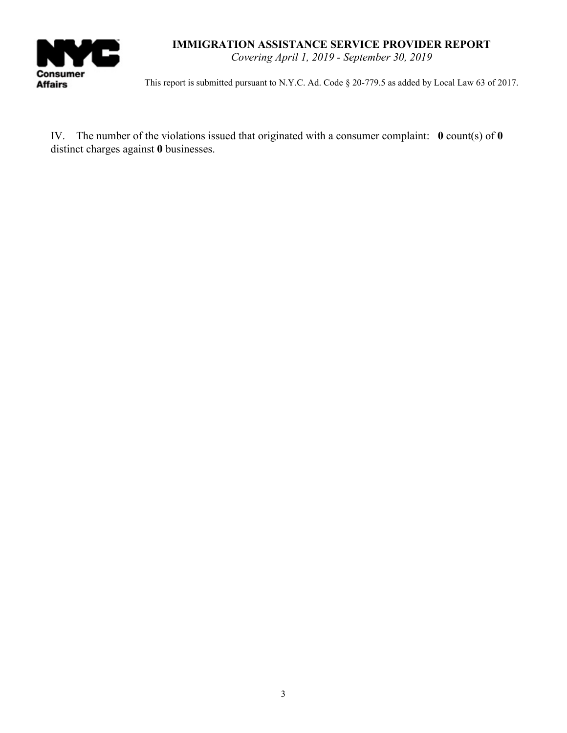IV. The number of the violations issued that originated with a consumer complaint: **0** count(s) of **0** distinct charges against **0** businesses.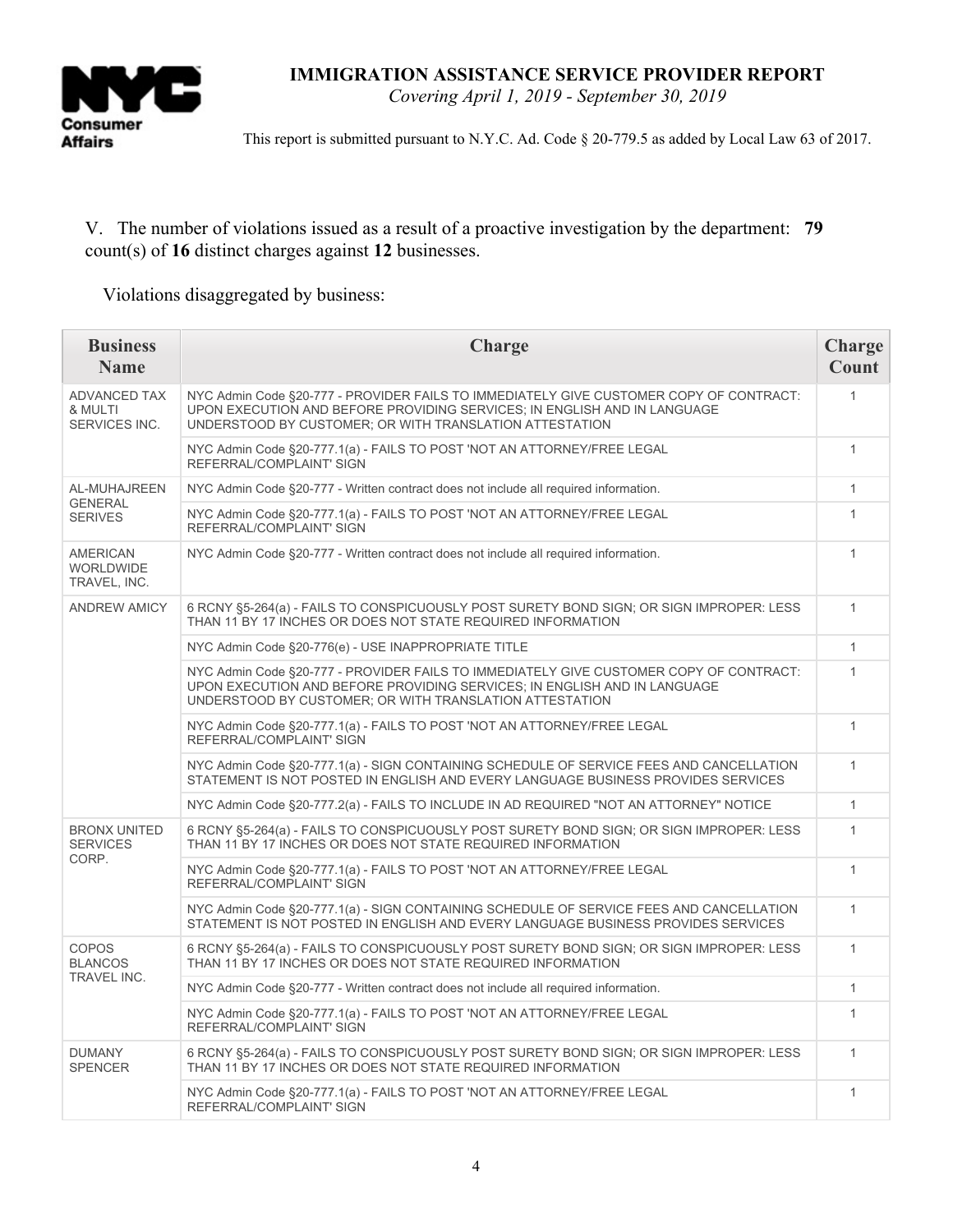**IMMIGRATION ASSISTANCE SERVICE PROVIDER REPORT**
*Covering April 1, 2019 - September 30, 2019*

This report is submitted pursuant to N.Y.C. Ad. Code § 20-779.5 as added by Local Law 63 of 2017.

V. The number of violations issued as a result of a proactive investigation by the department: **79** count(s) of **16** distinct charges against **12** businesses.

Violations disaggregated by business:

| Business Name | Charge | Charge Count |
|---|---|---|
| ADVANCED TAX & MULTI SERVICES INC. | NYC Admin Code §20-777 - PROVIDER FAILS TO IMMEDIATELY GIVE CUSTOMER COPY OF CONTRACT: UPON EXECUTION AND BEFORE PROVIDING SERVICES; IN ENGLISH AND IN LANGUAGE UNDERSTOOD BY CUSTOMER; OR WITH TRANSLATION ATTESTATION | 1 |
| | NYC Admin Code §20-777.1(a) - FAILS TO POST 'NOT AN ATTORNEY/FREE LEGAL REFERRAL/COMPLAINT' SIGN | 1 |
| AL-MUHAJREEN GENERAL SERIVES | NYC Admin Code §20-777 - Written contract does not include all required information. | 1 |
| | NYC Admin Code §20-777.1(a) - FAILS TO POST 'NOT AN ATTORNEY/FREE LEGAL REFERRAL/COMPLAINT' SIGN | 1 |
| AMERICAN WORLDWIDE TRAVEL, INC. | NYC Admin Code §20-777 - Written contract does not include all required information. | 1 |
| ANDREW AMICY | 6 RCNY §5-264(a) - FAILS TO CONSPICUOUSLY POST SURETY BOND SIGN; OR SIGN IMPROPER: LESS THAN 11 BY 17 INCHES OR DOES NOT STATE REQUIRED INFORMATION | 1 |
| | NYC Admin Code §20-776(e) - USE INAPPROPRIATE TITLE | 1 |
| | NYC Admin Code §20-777 - PROVIDER FAILS TO IMMEDIATELY GIVE CUSTOMER COPY OF CONTRACT: UPON EXECUTION AND BEFORE PROVIDING SERVICES; IN ENGLISH AND IN LANGUAGE UNDERSTOOD BY CUSTOMER; OR WITH TRANSLATION ATTESTATION | 1 |
| | NYC Admin Code §20-777.1(a) - FAILS TO POST 'NOT AN ATTORNEY/FREE LEGAL REFERRAL/COMPLAINT' SIGN | 1 |
| | NYC Admin Code §20-777.1(a) - SIGN CONTAINING SCHEDULE OF SERVICE FEES AND CANCELLATION STATEMENT IS NOT POSTED IN ENGLISH AND EVERY LANGUAGE BUSINESS PROVIDES SERVICES | 1 |
| | NYC Admin Code §20-777.2(a) - FAILS TO INCLUDE IN AD REQUIRED "NOT AN ATTORNEY" NOTICE | 1 |
| BRONX UNITED SERVICES CORP. | 6 RCNY §5-264(a) - FAILS TO CONSPICUOUSLY POST SURETY BOND SIGN; OR SIGN IMPROPER: LESS THAN 11 BY 17 INCHES OR DOES NOT STATE REQUIRED INFORMATION | 1 |
| | NYC Admin Code §20-777.1(a) - FAILS TO POST 'NOT AN ATTORNEY/FREE LEGAL REFERRAL/COMPLAINT' SIGN | 1 |
| | NYC Admin Code §20-777.1(a) - SIGN CONTAINING SCHEDULE OF SERVICE FEES AND CANCELLATION STATEMENT IS NOT POSTED IN ENGLISH AND EVERY LANGUAGE BUSINESS PROVIDES SERVICES | 1 |
| COPOS BLANCOS TRAVEL INC. | 6 RCNY §5-264(a) - FAILS TO CONSPICUOUSLY POST SURETY BOND SIGN; OR SIGN IMPROPER: LESS THAN 11 BY 17 INCHES OR DOES NOT STATE REQUIRED INFORMATION | 1 |
| | NYC Admin Code §20-777 - Written contract does not include all required information. | 1 |
| | NYC Admin Code §20-777.1(a) - FAILS TO POST 'NOT AN ATTORNEY/FREE LEGAL REFERRAL/COMPLAINT' SIGN | 1 |
| DUMANY SPENCER | 6 RCNY §5-264(a) - FAILS TO CONSPICUOUSLY POST SURETY BOND SIGN; OR SIGN IMPROPER: LESS THAN 11 BY 17 INCHES OR DOES NOT STATE REQUIRED INFORMATION | 1 |
| | NYC Admin Code §20-777.1(a) - FAILS TO POST 'NOT AN ATTORNEY/FREE LEGAL REFERRAL/COMPLAINT' SIGN | 1 |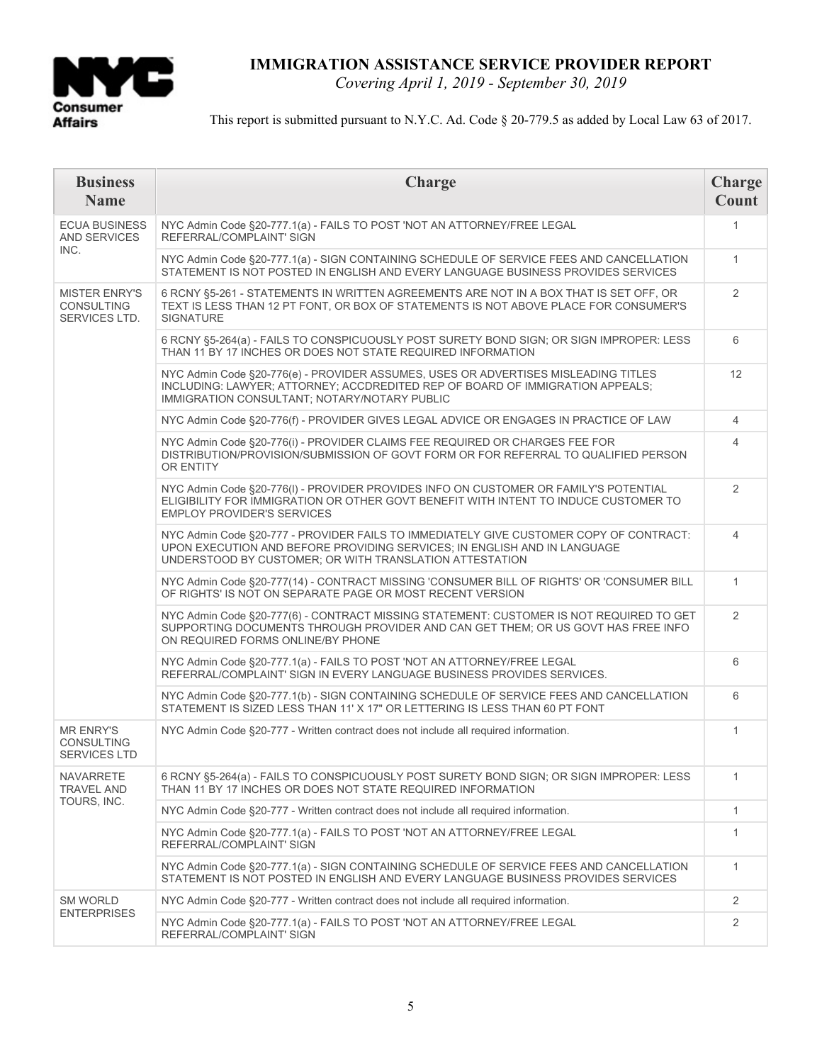# IMMIGRATION ASSISTANCE SERVICE PROVIDER REPORT

*Covering April 1, 2019 - September 30, 2019*

This report is submitted pursuant to N.Y.C. Ad. Code § 20-779.5 as added by Local Law 63 of 2017.

| Business Name | Charge | Charge Count |
|---|---|---|
| ECUA BUSINESS AND SERVICES INC. | NYC Admin Code §20-777.1(a) - FAILS TO POST 'NOT AN ATTORNEY/FREE LEGAL REFERRAL/COMPLAINT' SIGN | 1 |
| | NYC Admin Code §20-777.1(a) - SIGN CONTAINING SCHEDULE OF SERVICE FEES AND CANCELLATION STATEMENT IS NOT POSTED IN ENGLISH AND EVERY LANGUAGE BUSINESS PROVIDES SERVICES | 1 |
| MISTER ENRY'S CONSULTING SERVICES LTD. | 6 RCNY §5-261 - STATEMENTS IN WRITTEN AGREEMENTS ARE NOT IN A BOX THAT IS SET OFF, OR TEXT IS LESS THAN 12 PT FONT, OR BOX OF STATEMENTS IS NOT ABOVE PLACE FOR CONSUMER'S SIGNATURE | 2 |
| | 6 RCNY §5-264(a) - FAILS TO CONSPICUOUSLY POST SURETY BOND SIGN; OR SIGN IMPROPER: LESS THAN 11 BY 17 INCHES OR DOES NOT STATE REQUIRED INFORMATION | 6 |
| | NYC Admin Code §20-776(e) - PROVIDER ASSUMES, USES OR ADVERTISES MISLEADING TITLES INCLUDING: LAWYER; ATTORNEY; ACCDREDITED REP OF BOARD OF IMMIGRATION APPEALS; IMMIGRATION CONSULTANT; NOTARY/NOTARY PUBLIC | 12 |
| | NYC Admin Code §20-776(f) - PROVIDER GIVES LEGAL ADVICE OR ENGAGES IN PRACTICE OF LAW | 4 |
| | NYC Admin Code §20-776(i) - PROVIDER CLAIMS FEE REQUIRED OR CHARGES FEE FOR DISTRIBUTION/PROVISION/SUBMISSION OF GOVT FORM OR FOR REFERRAL TO QUALIFIED PERSON OR ENTITY | 4 |
| | NYC Admin Code §20-776(l) - PROVIDER PROVIDES INFO ON CUSTOMER OR FAMILY'S POTENTIAL ELIGIBILITY FOR IMMIGRATION OR OTHER GOVT BENEFIT WITH INTENT TO INDUCE CUSTOMER TO EMPLOY PROVIDER'S SERVICES | 2 |
| | NYC Admin Code §20-777 - PROVIDER FAILS TO IMMEDIATELY GIVE CUSTOMER COPY OF CONTRACT: UPON EXECUTION AND BEFORE PROVIDING SERVICES; IN ENGLISH AND IN LANGUAGE UNDERSTOOD BY CUSTOMER; OR WITH TRANSLATION ATTESTATION | 4 |
| | NYC Admin Code §20-777(14) - CONTRACT MISSING 'CONSUMER BILL OF RIGHTS' OR 'CONSUMER BILL OF RIGHTS' IS NOT ON SEPARATE PAGE OR MOST RECENT VERSION | 1 |
| | NYC Admin Code §20-777(6) - CONTRACT MISSING STATEMENT: CUSTOMER IS NOT REQUIRED TO GET SUPPORTING DOCUMENTS THROUGH PROVIDER AND CAN GET THEM; OR US GOVT HAS FREE INFO ON REQUIRED FORMS ONLINE/BY PHONE | 2 |
| | NYC Admin Code §20-777.1(a) - FAILS TO POST 'NOT AN ATTORNEY/FREE LEGAL REFERRAL/COMPLAINT' SIGN IN EVERY LANGUAGE BUSINESS PROVIDES SERVICES. | 6 |
| | NYC Admin Code §20-777.1(b) - SIGN CONTAINING SCHEDULE OF SERVICE FEES AND CANCELLATION STATEMENT IS SIZED LESS THAN 11' X 17" OR LETTERING IS LESS THAN 60 PT FONT | 6 |
| MR ENRY'S CONSULTING SERVICES LTD | NYC Admin Code §20-777 - Written contract does not include all required information. | 1 |
| NAVARRETE TRAVEL AND TOURS, INC. | 6 RCNY §5-264(a) - FAILS TO CONSPICUOUSLY POST SURETY BOND SIGN; OR SIGN IMPROPER: LESS THAN 11 BY 17 INCHES OR DOES NOT STATE REQUIRED INFORMATION | 1 |
| | NYC Admin Code §20-777 - Written contract does not include all required information. | 1 |
| | NYC Admin Code §20-777.1(a) - FAILS TO POST 'NOT AN ATTORNEY/FREE LEGAL REFERRAL/COMPLAINT' SIGN | 1 |
| | NYC Admin Code §20-777.1(a) - SIGN CONTAINING SCHEDULE OF SERVICE FEES AND CANCELLATION STATEMENT IS NOT POSTED IN ENGLISH AND EVERY LANGUAGE BUSINESS PROVIDES SERVICES | 1 |
| SM WORLD ENTERPRISES | NYC Admin Code §20-777 - Written contract does not include all required information. | 2 |
| | NYC Admin Code §20-777.1(a) - FAILS TO POST 'NOT AN ATTORNEY/FREE LEGAL REFERRAL/COMPLAINT' SIGN | 2 |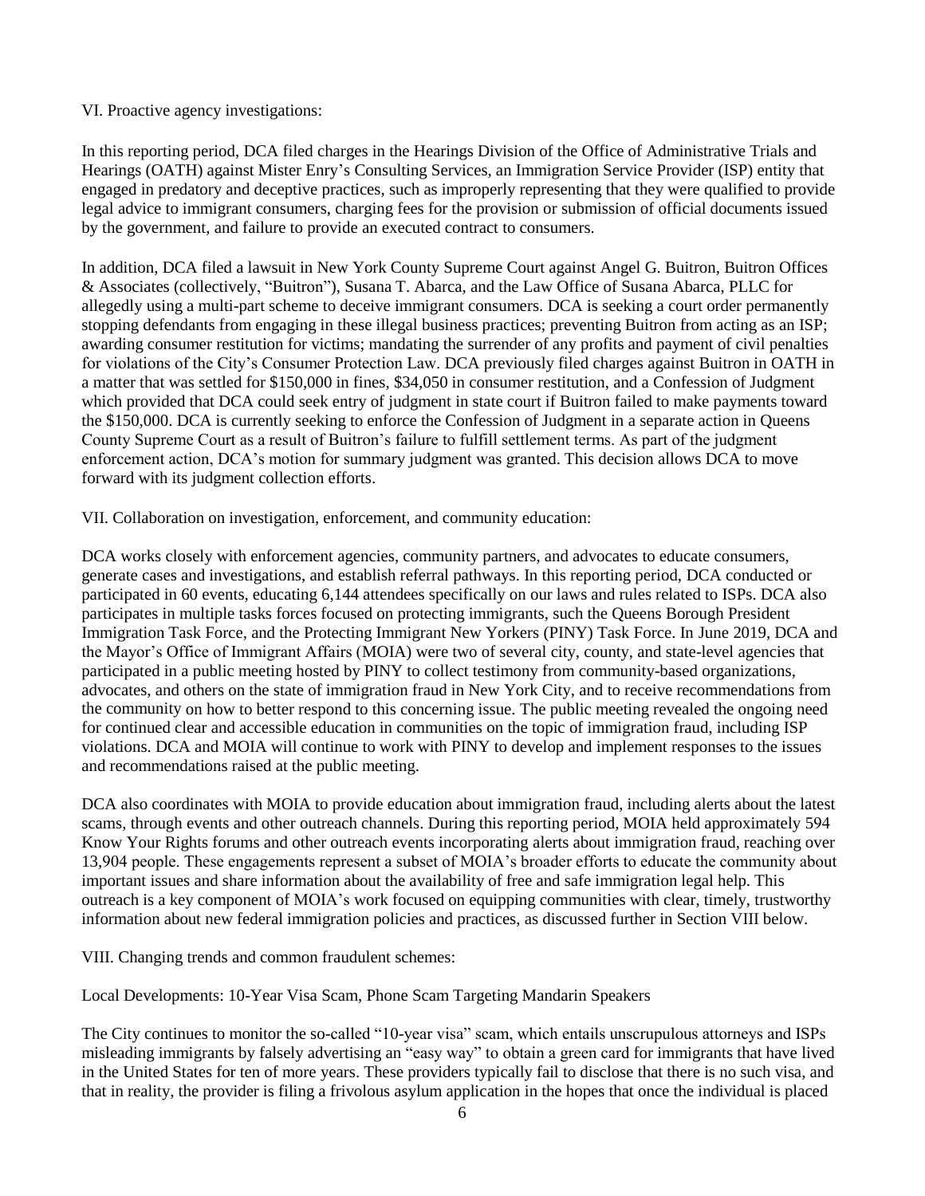VI. Proactive agency investigations:

In this reporting period, DCA filed charges in the Hearings Division of the Office of Administrative Trials and Hearings (OATH) against Mister Enry's Consulting Services, an Immigration Service Provider (ISP) entity that engaged in predatory and deceptive practices, such as improperly representing that they were qualified to provide legal advice to immigrant consumers, charging fees for the provision or submission of official documents issued by the government, and failure to provide an executed contract to consumers.

In addition, DCA filed a lawsuit in New York County Supreme Court against Angel G. Buitron, Buitron Offices & Associates (collectively, "Buitron"), Susana T. Abarca, and the Law Office of Susana Abarca, PLLC for allegedly using a multi-part scheme to deceive immigrant consumers. DCA is seeking a court order permanently stopping defendants from engaging in these illegal business practices; preventing Buitron from acting as an ISP; awarding consumer restitution for victims; mandating the surrender of any profits and payment of civil penalties for violations of the City's Consumer Protection Law. DCA previously filed charges against Buitron in OATH in a matter that was settled for $150,000 in fines, $34,050 in consumer restitution, and a Confession of Judgment which provided that DCA could seek entry of judgment in state court if Buitron failed to make payments toward the $150,000. DCA is currently seeking to enforce the Confession of Judgment in a separate action in Queens County Supreme Court as a result of Buitron's failure to fulfill settlement terms. As part of the judgment enforcement action, DCA's motion for summary judgment was granted. This decision allows DCA to move forward with its judgment collection efforts.

VII. Collaboration on investigation, enforcement, and community education:

DCA works closely with enforcement agencies, community partners, and advocates to educate consumers, generate cases and investigations, and establish referral pathways. In this reporting period, DCA conducted or participated in 60 events, educating 6,144 attendees specifically on our laws and rules related to ISPs. DCA also participates in multiple tasks forces focused on protecting immigrants, such the Queens Borough President Immigration Task Force, and the Protecting Immigrant New Yorkers (PINY) Task Force. In June 2019, DCA and the Mayor's Office of Immigrant Affairs (MOIA) were two of several city, county, and state-level agencies that participated in a public meeting hosted by PINY to collect testimony from community-based organizations, advocates, and others on the state of immigration fraud in New York City, and to receive recommendations from the community on how to better respond to this concerning issue. The public meeting revealed the ongoing need for continued clear and accessible education in communities on the topic of immigration fraud, including ISP violations. DCA and MOIA will continue to work with PINY to develop and implement responses to the issues and recommendations raised at the public meeting.

DCA also coordinates with MOIA to provide education about immigration fraud, including alerts about the latest scams, through events and other outreach channels. During this reporting period, MOIA held approximately 594 Know Your Rights forums and other outreach events incorporating alerts about immigration fraud, reaching over 13,904 people. These engagements represent a subset of MOIA's broader efforts to educate the community about important issues and share information about the availability of free and safe immigration legal help. This outreach is a key component of MOIA's work focused on equipping communities with clear, timely, trustworthy information about new federal immigration policies and practices, as discussed further in Section VIII below.

VIII. Changing trends and common fraudulent schemes:

Local Developments: 10-Year Visa Scam, Phone Scam Targeting Mandarin Speakers

The City continues to monitor the so-called "10-year visa" scam, which entails unscrupulous attorneys and ISPs misleading immigrants by falsely advertising an "easy way" to obtain a green card for immigrants that have lived in the United States for ten of more years. These providers typically fail to disclose that there is no such visa, and that in reality, the provider is filing a frivolous asylum application in the hopes that once the individual is placed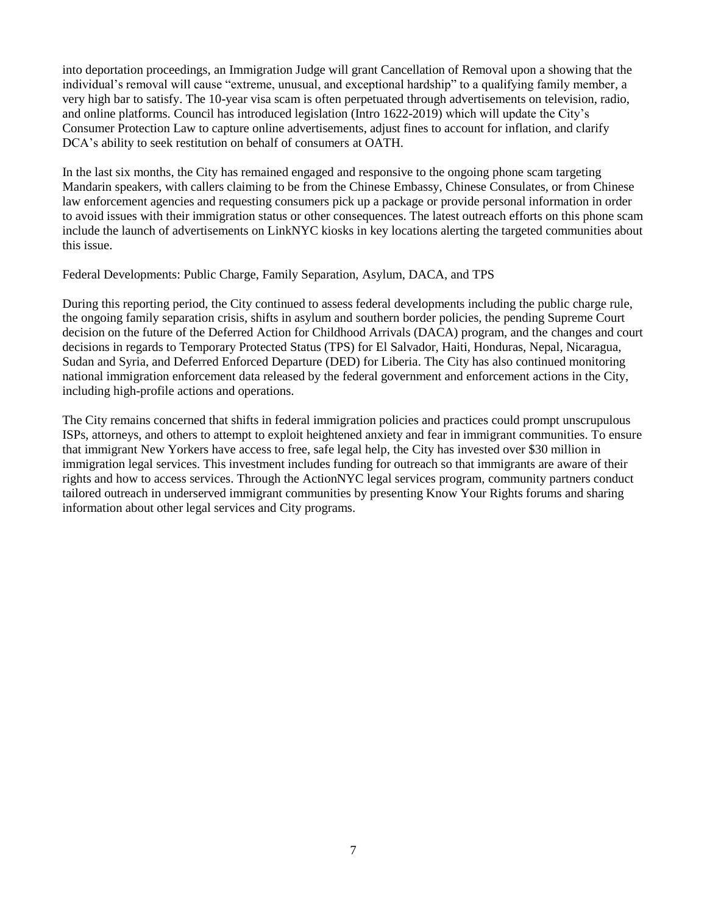into deportation proceedings, an Immigration Judge will grant Cancellation of Removal upon a showing that the individual's removal will cause "extreme, unusual, and exceptional hardship" to a qualifying family member, a very high bar to satisfy. The 10-year visa scam is often perpetuated through advertisements on television, radio, and online platforms. Council has introduced legislation (Intro 1622-2019) which will update the City's Consumer Protection Law to capture online advertisements, adjust fines to account for inflation, and clarify DCA's ability to seek restitution on behalf of consumers at OATH.

In the last six months, the City has remained engaged and responsive to the ongoing phone scam targeting Mandarin speakers, with callers claiming to be from the Chinese Embassy, Chinese Consulates, or from Chinese law enforcement agencies and requesting consumers pick up a package or provide personal information in order to avoid issues with their immigration status or other consequences. The latest outreach efforts on this phone scam include the launch of advertisements on LinkNYC kiosks in key locations alerting the targeted communities about this issue.

Federal Developments: Public Charge, Family Separation, Asylum, DACA, and TPS

During this reporting period, the City continued to assess federal developments including the public charge rule, the ongoing family separation crisis, shifts in asylum and southern border policies, the pending Supreme Court decision on the future of the Deferred Action for Childhood Arrivals (DACA) program, and the changes and court decisions in regards to Temporary Protected Status (TPS) for El Salvador, Haiti, Honduras, Nepal, Nicaragua, Sudan and Syria, and Deferred Enforced Departure (DED) for Liberia. The City has also continued monitoring national immigration enforcement data released by the federal government and enforcement actions in the City, including high-profile actions and operations.

The City remains concerned that shifts in federal immigration policies and practices could prompt unscrupulous ISPs, attorneys, and others to attempt to exploit heightened anxiety and fear in immigrant communities. To ensure that immigrant New Yorkers have access to free, safe legal help, the City has invested over $30 million in immigration legal services. This investment includes funding for outreach so that immigrants are aware of their rights and how to access services. Through the ActionNYC legal services program, community partners conduct tailored outreach in underserved immigrant communities by presenting Know Your Rights forums and sharing information about other legal services and City programs.